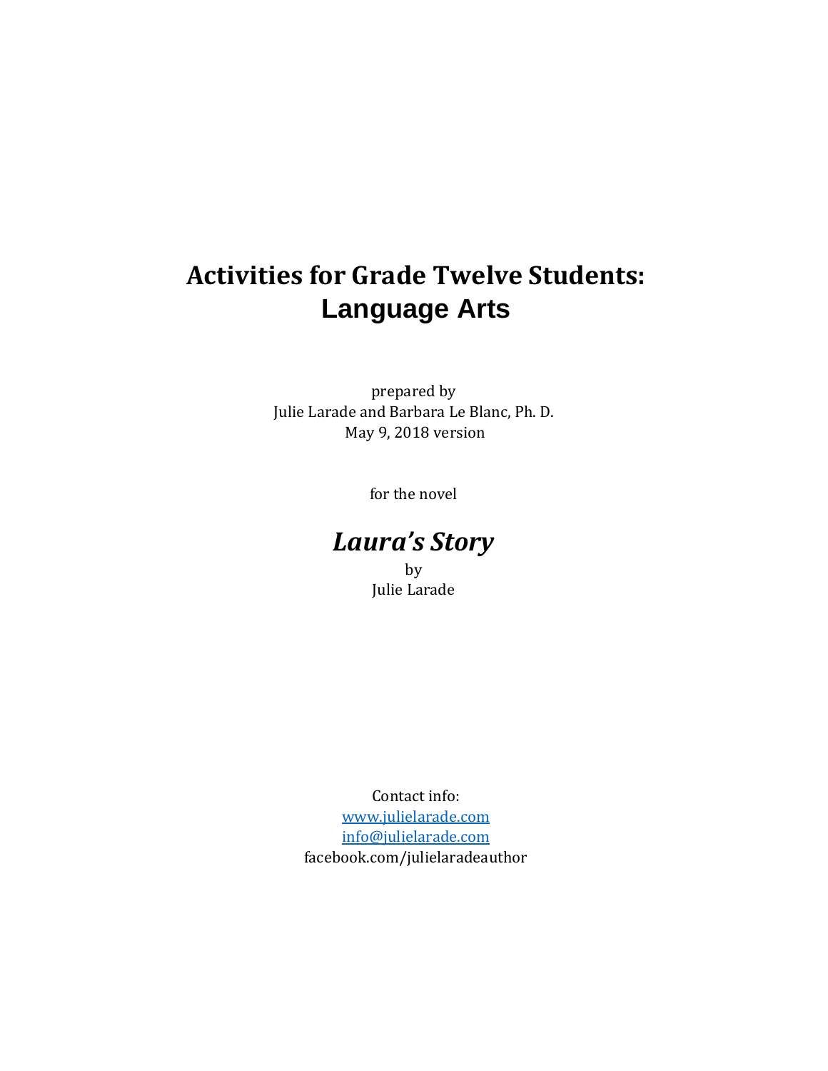# Activities for Grade Twelve Students: Language Arts

prepared by
Julie Larade and Barbara Le Blanc, Ph. D.
May 9, 2018 version

for the novel

## *Laura's Story*

by
Julie Larade

Contact info:
[www.julielarade.com](http://www.julielarade.com)
[info@julielarade.com](mailto:info@julielarade.com)
facebook.com/julielaradeauthor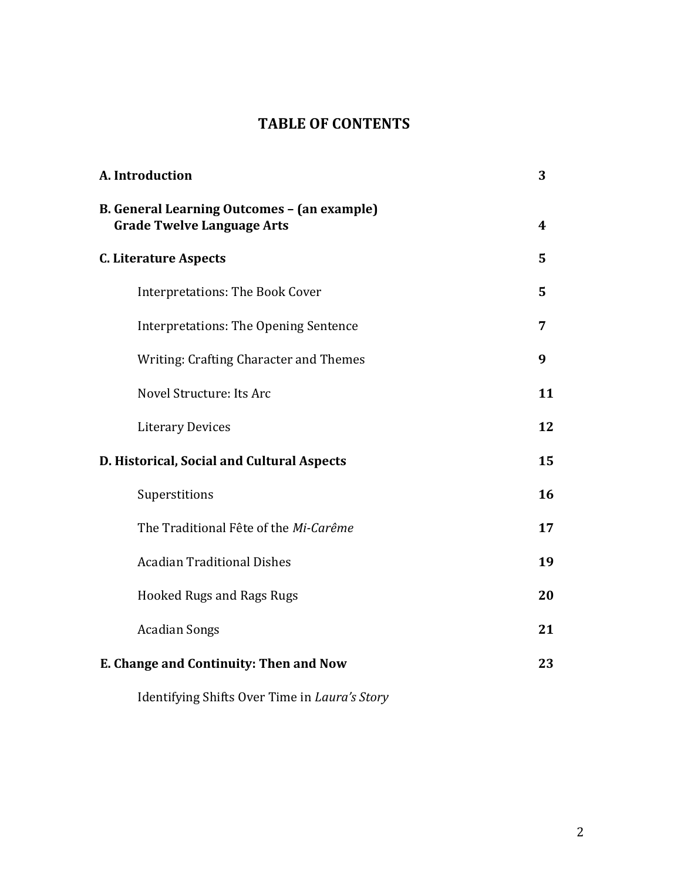# TABLE OF CONTENTS

| | |
|---|---|
| **A. Introduction** | **3** |
| **B. General Learning Outcomes – (an example) Grade Twelve Language Arts** | **4** |
| **C. Literature Aspects** | **5** |
| Interpretations: The Book Cover | **5** |
| Interpretations: The Opening Sentence | **7** |
| Writing: Crafting Character and Themes | **9** |
| Novel Structure: Its Arc | **11** |
| Literary Devices | **12** |
| **D. Historical, Social and Cultural Aspects** | **15** |
| Superstitions | **16** |
| The Traditional Fête of the *Mi-Carême* | **17** |
| Acadian Traditional Dishes | **19** |
| Hooked Rugs and Rags Rugs | **20** |
| Acadian Songs | **21** |
| **E. Change and Continuity: Then and Now** | **23** |
| Identifying Shifts Over Time in *Laura's Story* | |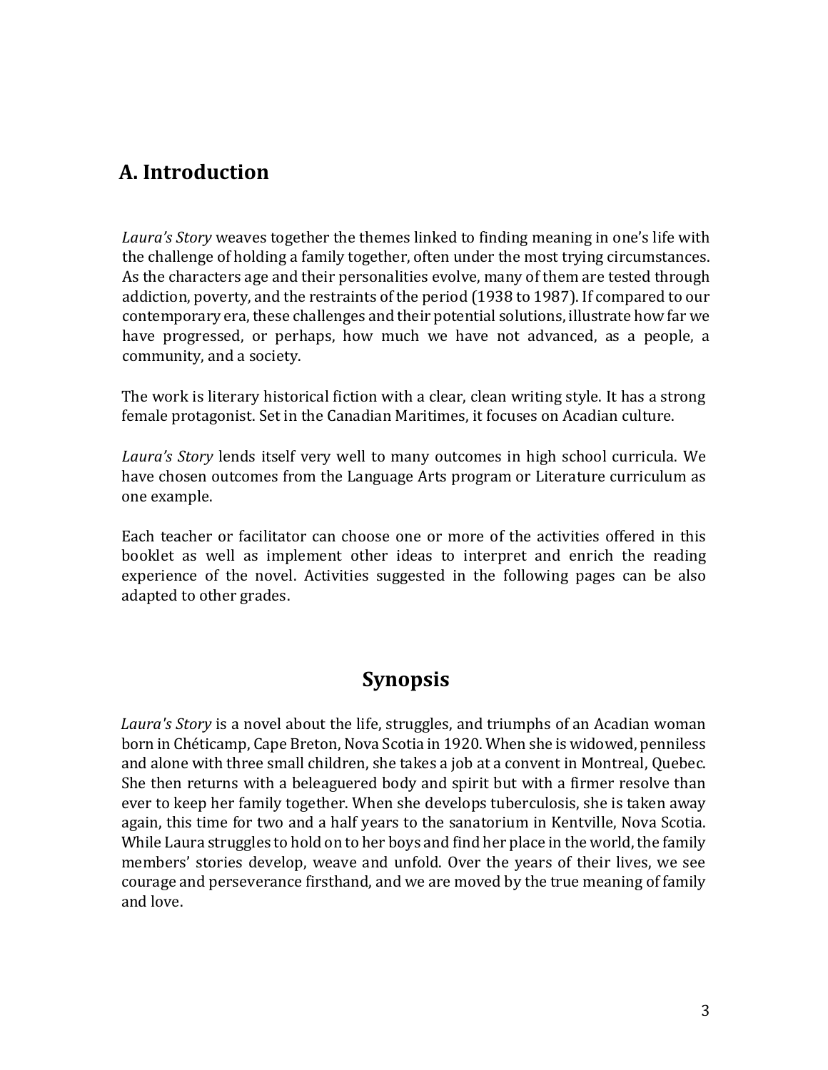## A. Introduction

*Laura's Story* weaves together the themes linked to finding meaning in one's life with the challenge of holding a family together, often under the most trying circumstances. As the characters age and their personalities evolve, many of them are tested through addiction, poverty, and the restraints of the period (1938 to 1987). If compared to our contemporary era, these challenges and their potential solutions, illustrate how far we have progressed, or perhaps, how much we have not advanced, as a people, a community, and a society.

The work is literary historical fiction with a clear, clean writing style. It has a strong female protagonist. Set in the Canadian Maritimes, it focuses on Acadian culture.

*Laura's Story* lends itself very well to many outcomes in high school curricula. We have chosen outcomes from the Language Arts program or Literature curriculum as one example.

Each teacher or facilitator can choose one or more of the activities offered in this booklet as well as implement other ideas to interpret and enrich the reading experience of the novel. Activities suggested in the following pages can be also adapted to other grades.

## Synopsis

*Laura's Story* is a novel about the life, struggles, and triumphs of an Acadian woman born in Chéticamp, Cape Breton, Nova Scotia in 1920. When she is widowed, penniless and alone with three small children, she takes a job at a convent in Montreal, Quebec. She then returns with a beleaguered body and spirit but with a firmer resolve than ever to keep her family together. When she develops tuberculosis, she is taken away again, this time for two and a half years to the sanatorium in Kentville, Nova Scotia. While Laura struggles to hold on to her boys and find her place in the world, the family members' stories develop, weave and unfold. Over the years of their lives, we see courage and perseverance firsthand, and we are moved by the true meaning of family and love.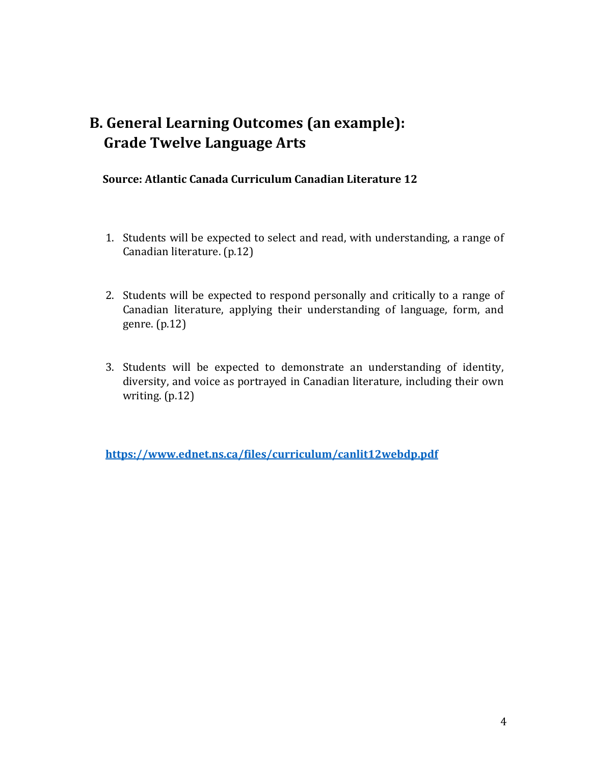## B. General Learning Outcomes (an example): Grade Twelve Language Arts

**Source: Atlantic Canada Curriculum Canadian Literature 12**

1. Students will be expected to select and read, with understanding, a range of Canadian literature. (p.12)

2. Students will be expected to respond personally and critically to a range of Canadian literature, applying their understanding of language, form, and genre. (p.12)

3. Students will be expected to demonstrate an understanding of identity, diversity, and voice as portrayed in Canadian literature, including their own writing. (p.12)

**https://www.ednet.ns.ca/files/curriculum/canlit12webdp.pdf**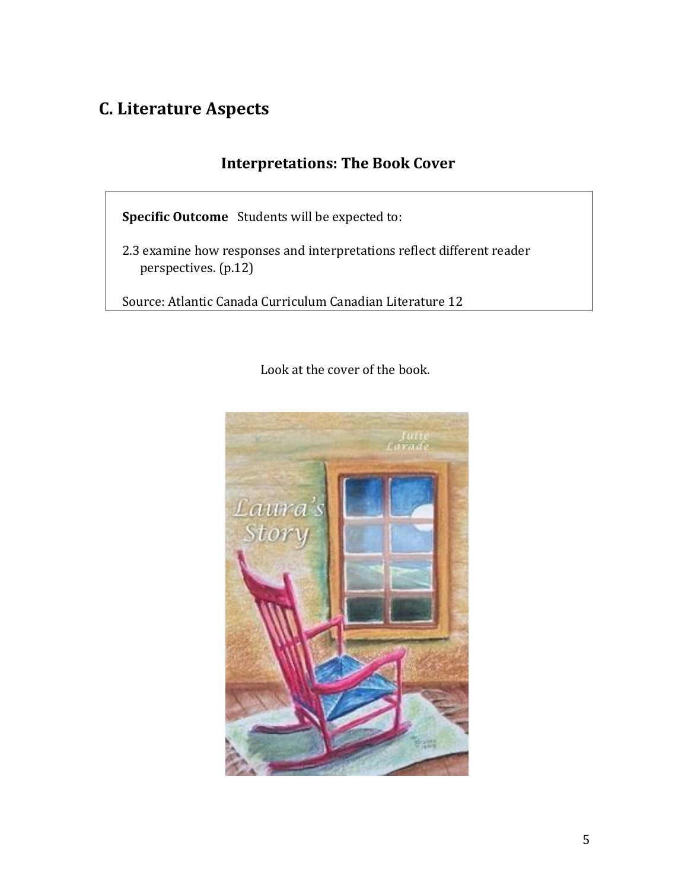## C. Literature Aspects

### Interpretations: The Book Cover

**Specific Outcome** Students will be expected to:

2.3 examine how responses and interpretations reflect different reader perspectives. (p.12)

Source: Atlantic Canada Curriculum Canadian Literature 12

Look at the cover of the book.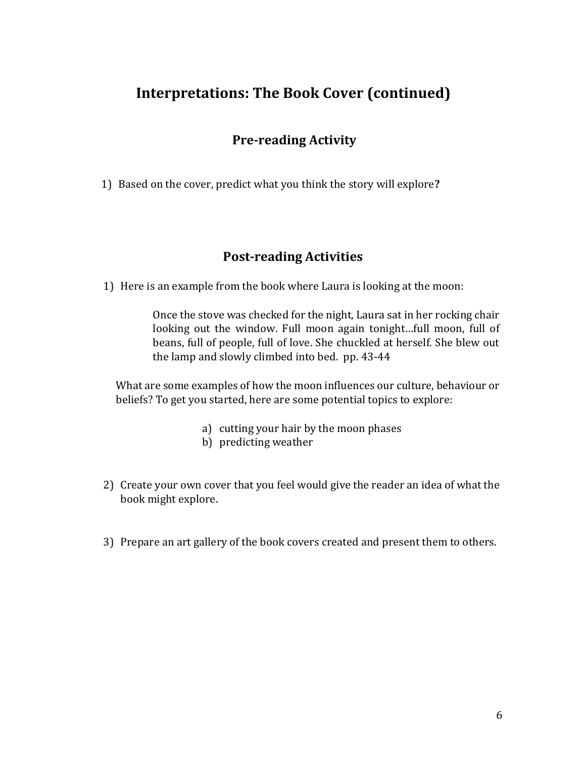# Interpretations: The Book Cover (continued)

## Pre-reading Activity

1) Based on the cover, predict what you think the story will explore**?**

## Post-reading Activities

1) Here is an example from the book where Laura is looking at the moon:

> Once the stove was checked for the night, Laura sat in her rocking chair looking out the window. Full moon again tonight…full moon, full of beans, full of people, full of love. She chuckled at herself. She blew out the lamp and slowly climbed into bed. pp. 43-44

What are some examples of how the moon influences our culture, behaviour or beliefs? To get you started, here are some potential topics to explore:

a) cutting your hair by the moon phases
b) predicting weather

2) Create your own cover that you feel would give the reader an idea of what the book might explore.

3) Prepare an art gallery of the book covers created and present them to others.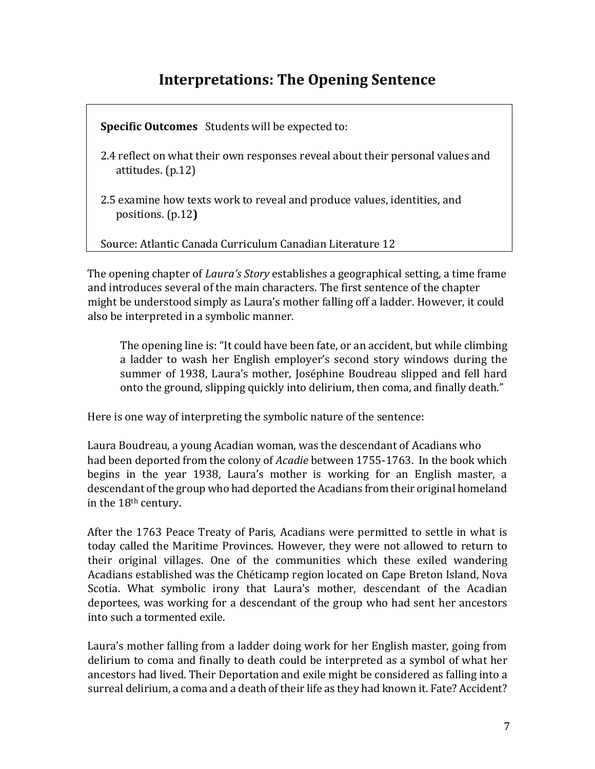# Interpretations: The Opening Sentence

> **Specific Outcomes** Students will be expected to:
>
> 2.4 reflect on what their own responses reveal about their personal values and attitudes. (p.12)
>
> 2.5 examine how texts work to reveal and produce values, identities, and positions. (p.12**)**
>
> Source: Atlantic Canada Curriculum Canadian Literature 12

The opening chapter of *Laura's Story* establishes a geographical setting, a time frame and introduces several of the main characters. The first sentence of the chapter might be understood simply as Laura's mother falling off a ladder. However, it could also be interpreted in a symbolic manner.

> The opening line is: "It could have been fate, or an accident, but while climbing a ladder to wash her English employer's second story windows during the summer of 1938, Laura's mother, Joséphine Boudreau slipped and fell hard onto the ground, slipping quickly into delirium, then coma, and finally death."

Here is one way of interpreting the symbolic nature of the sentence:

Laura Boudreau, a young Acadian woman, was the descendant of Acadians who had been deported from the colony of *Acadie* between 1755-1763. In the book which begins in the year 1938, Laura's mother is working for an English master, a descendant of the group who had deported the Acadians from their original homeland in the 18th century.

After the 1763 Peace Treaty of Paris, Acadians were permitted to settle in what is today called the Maritime Provinces. However, they were not allowed to return to their original villages. One of the communities which these exiled wandering Acadians established was the Chéticamp region located on Cape Breton Island, Nova Scotia. What symbolic irony that Laura's mother, descendant of the Acadian deportees, was working for a descendant of the group who had sent her ancestors into such a tormented exile.

Laura's mother falling from a ladder doing work for her English master, going from delirium to coma and finally to death could be interpreted as a symbol of what her ancestors had lived. Their Deportation and exile might be considered as falling into a surreal delirium, a coma and a death of their life as they had known it. Fate? Accident?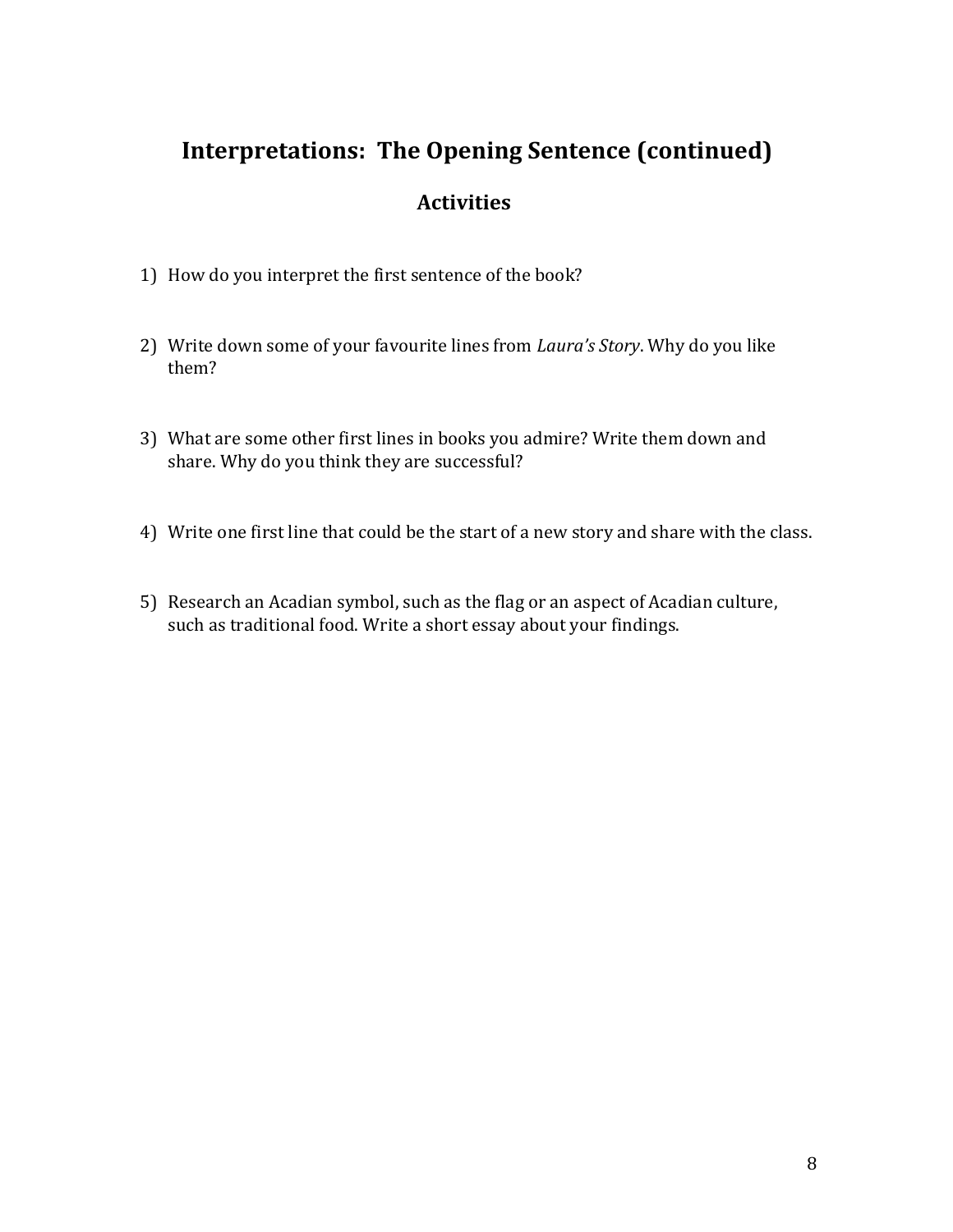# Interpretations: The Opening Sentence (continued)

## Activities

1) How do you interpret the first sentence of the book?

2) Write down some of your favourite lines from *Laura's Story*. Why do you like them?

3) What are some other first lines in books you admire? Write them down and share. Why do you think they are successful?

4) Write one first line that could be the start of a new story and share with the class.

5) Research an Acadian symbol, such as the flag or an aspect of Acadian culture, such as traditional food. Write a short essay about your findings.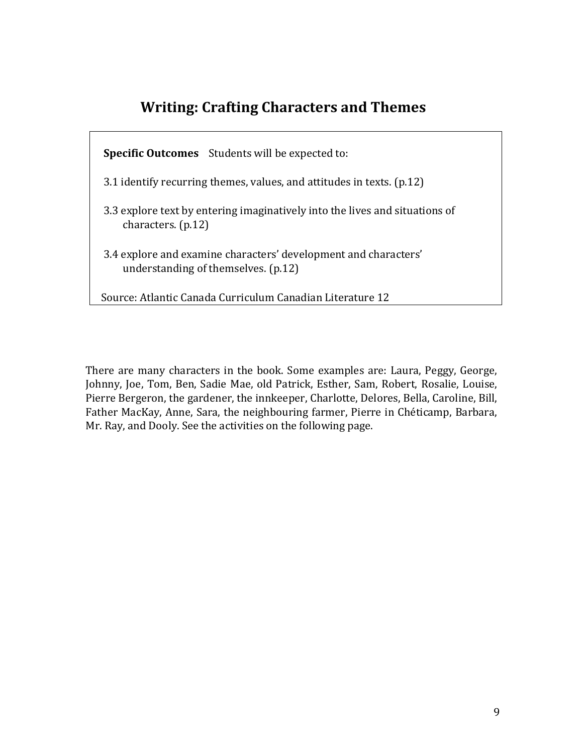## Writing: Crafting Characters and Themes

**Specific Outcomes** Students will be expected to:

3.1 identify recurring themes, values, and attitudes in texts. (p.12)

3.3 explore text by entering imaginatively into the lives and situations of characters. (p.12)

3.4 explore and examine characters' development and characters' understanding of themselves. (p.12)

Source: Atlantic Canada Curriculum Canadian Literature 12

There are many characters in the book. Some examples are: Laura, Peggy, George, Johnny, Joe, Tom, Ben, Sadie Mae, old Patrick, Esther, Sam, Robert, Rosalie, Louise, Pierre Bergeron, the gardener, the innkeeper, Charlotte, Delores, Bella, Caroline, Bill, Father MacKay, Anne, Sara, the neighbouring farmer, Pierre in Chéticamp, Barbara, Mr. Ray, and Dooly. See the activities on the following page.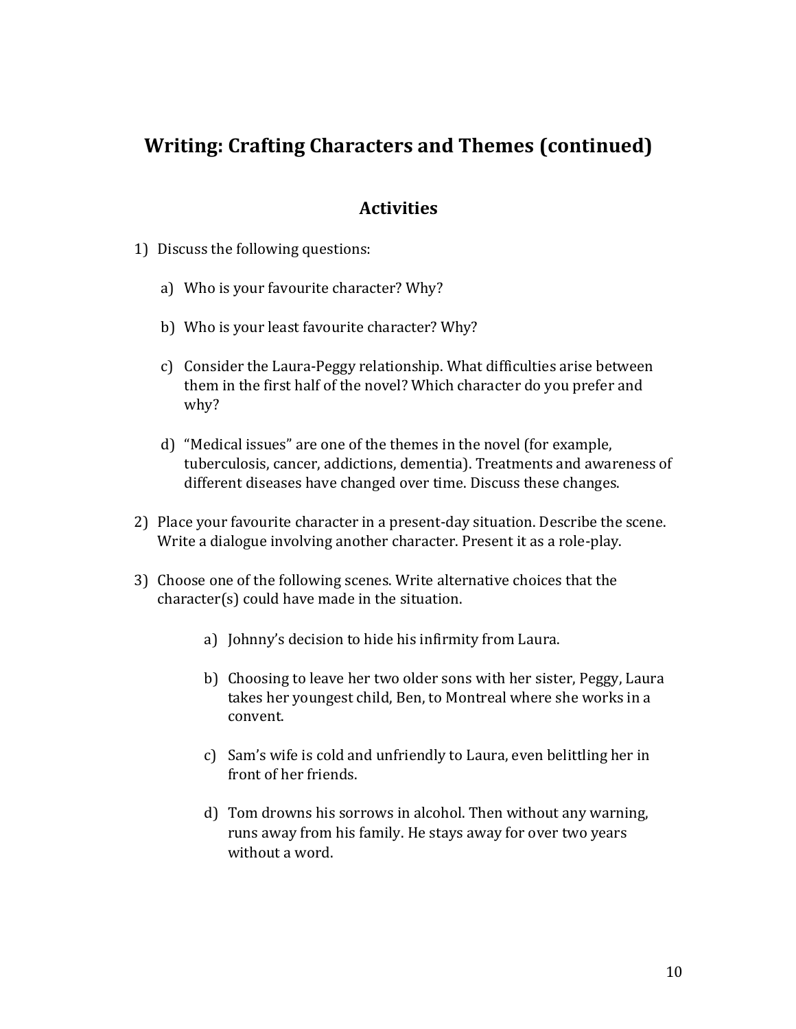## Writing: Crafting Characters and Themes (continued)

### Activities

1) Discuss the following questions:

   a) Who is your favourite character? Why?

   b) Who is your least favourite character? Why?

   c) Consider the Laura-Peggy relationship. What difficulties arise between them in the first half of the novel? Which character do you prefer and why?

   d) "Medical issues" are one of the themes in the novel (for example, tuberculosis, cancer, addictions, dementia). Treatments and awareness of different diseases have changed over time. Discuss these changes.

2) Place your favourite character in a present-day situation. Describe the scene. Write a dialogue involving another character. Present it as a role-play.

3) Choose one of the following scenes. Write alternative choices that the character(s) could have made in the situation.

   a) Johnny's decision to hide his infirmity from Laura.

   b) Choosing to leave her two older sons with her sister, Peggy, Laura takes her youngest child, Ben, to Montreal where she works in a convent.

   c) Sam's wife is cold and unfriendly to Laura, even belittling her in front of her friends.

   d) Tom drowns his sorrows in alcohol. Then without any warning, runs away from his family. He stays away for over two years without a word.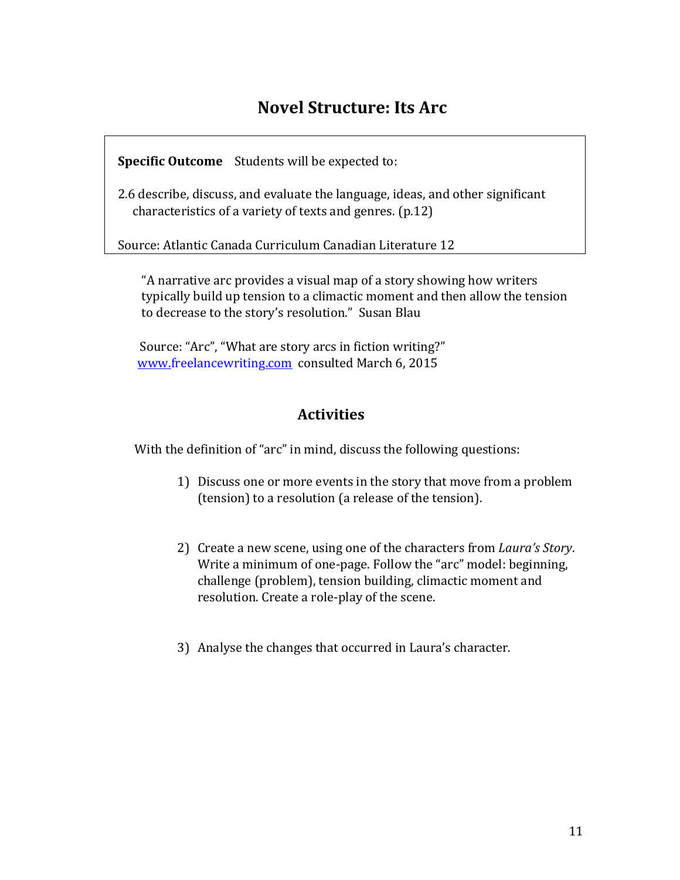# Novel Structure: Its Arc

**Specific Outcome** Students will be expected to:

2.6 describe, discuss, and evaluate the language, ideas, and other significant characteristics of a variety of texts and genres. (p.12)

Source: Atlantic Canada Curriculum Canadian Literature 12

"A narrative arc provides a visual map of a story showing how writers typically build up tension to a climactic moment and then allow the tension to decrease to the story's resolution." Susan Blau

Source: "Arc", "What are story arcs in fiction writing?" www.freelancewriting.com consulted March 6, 2015

## Activities

With the definition of "arc" in mind, discuss the following questions:

1) Discuss one or more events in the story that move from a problem (tension) to a resolution (a release of the tension).

2) Create a new scene, using one of the characters from *Laura's Story*. Write a minimum of one-page. Follow the "arc" model: beginning, challenge (problem), tension building, climactic moment and resolution. Create a role-play of the scene.

3) Analyse the changes that occurred in Laura's character.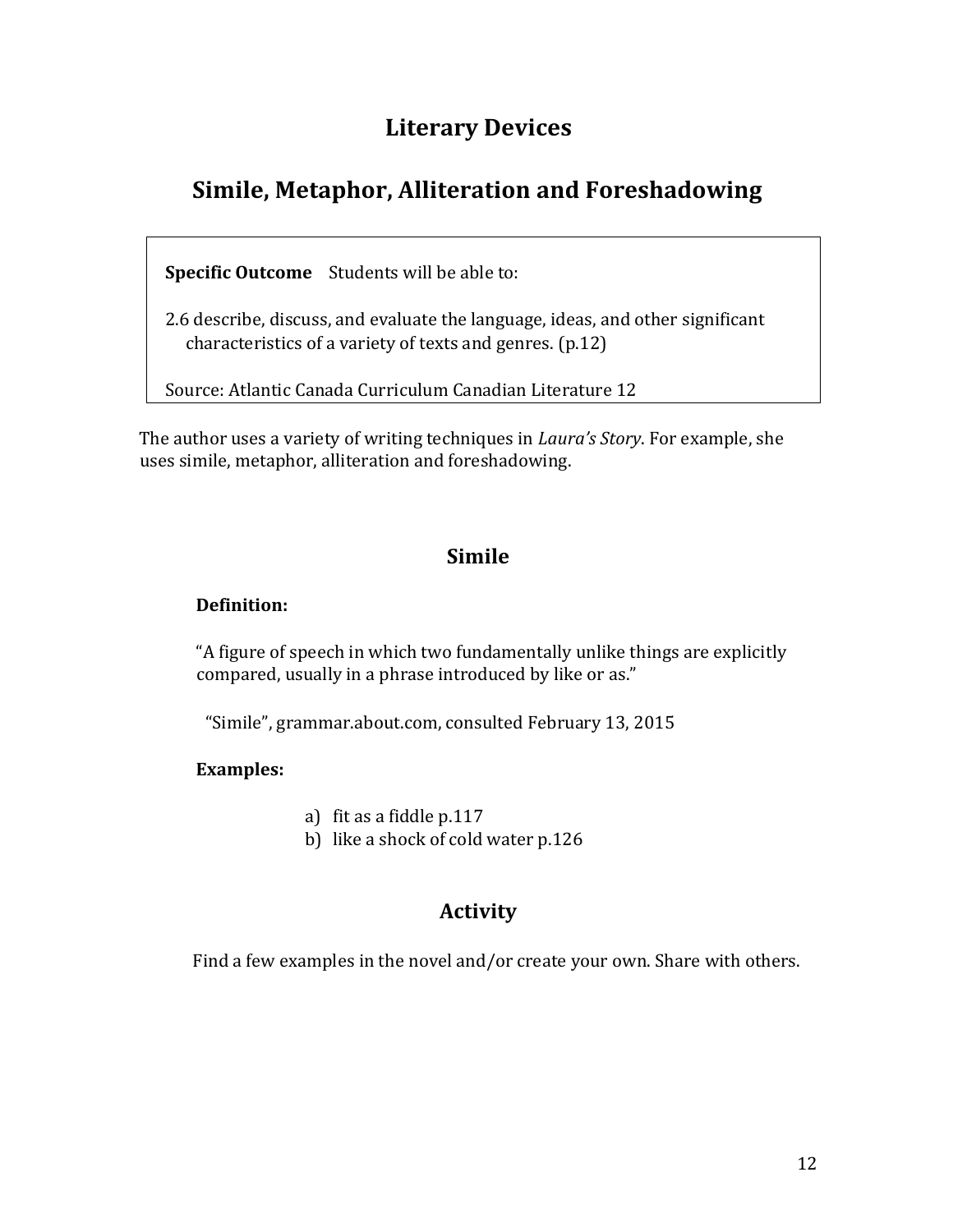# Literary Devices

## Simile, Metaphor, Alliteration and Foreshadowing

**Specific Outcome** Students will be able to:

2.6 describe, discuss, and evaluate the language, ideas, and other significant characteristics of a variety of texts and genres. (p.12)

Source: Atlantic Canada Curriculum Canadian Literature 12

The author uses a variety of writing techniques in *Laura's Story*. For example, she uses simile, metaphor, alliteration and foreshadowing.

### Simile

**Definition:**

"A figure of speech in which two fundamentally unlike things are explicitly compared, usually in a phrase introduced by like or as."

"Simile", grammar.about.com, consulted February 13, 2015

**Examples:**

a) fit as a fiddle p.117
b) like a shock of cold water p.126

### Activity

Find a few examples in the novel and/or create your own. Share with others.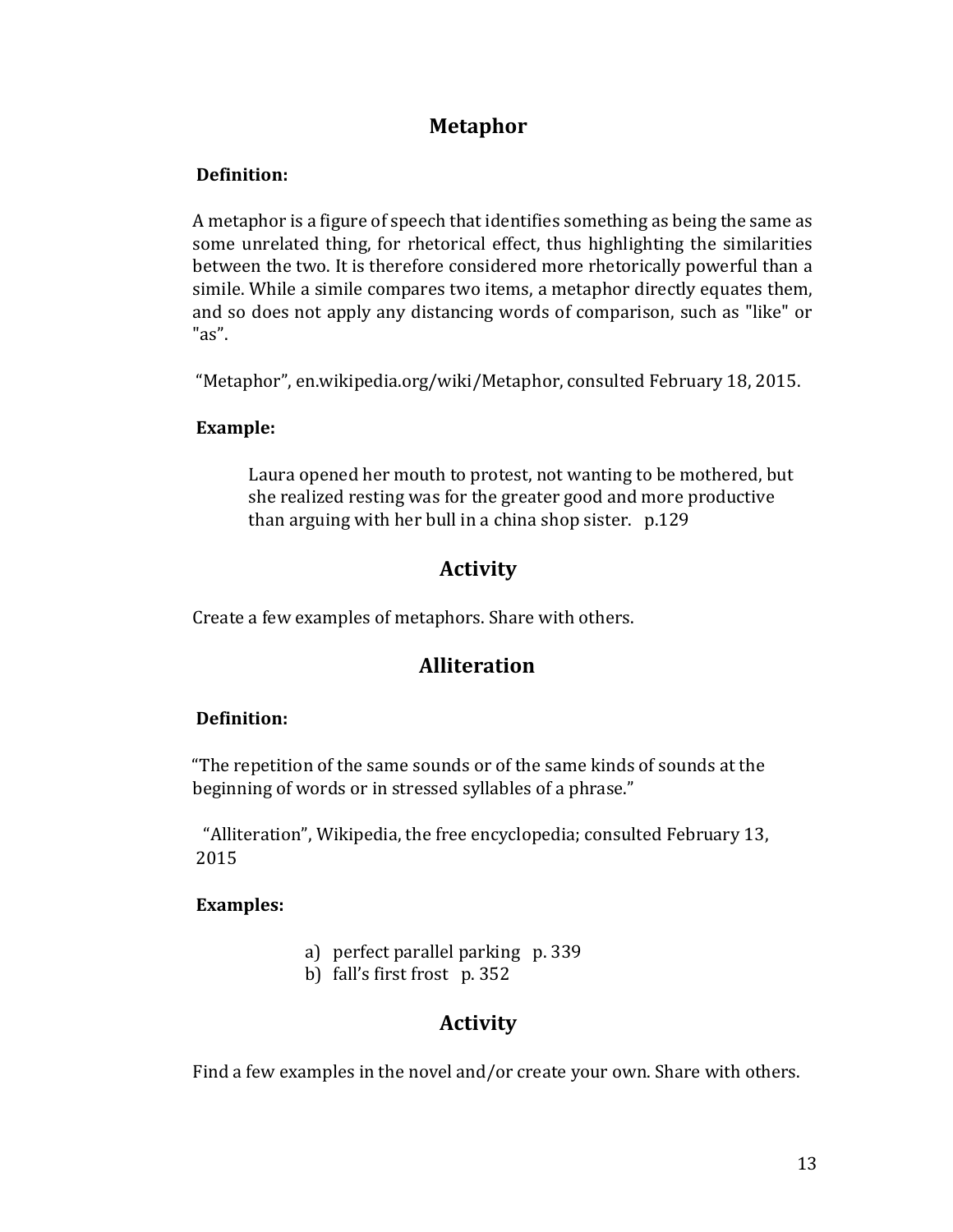## Metaphor

**Definition:**

A metaphor is a figure of speech that identifies something as being the same as some unrelated thing, for rhetorical effect, thus highlighting the similarities between the two. It is therefore considered more rhetorically powerful than a simile. While a simile compares two items, a metaphor directly equates them, and so does not apply any distancing words of comparison, such as "like" or "as".

"Metaphor", en.wikipedia.org/wiki/Metaphor, consulted February 18, 2015.

**Example:**

> Laura opened her mouth to protest, not wanting to be mothered, but she realized resting was for the greater good and more productive than arguing with her bull in a china shop sister. p.129

## Activity

Create a few examples of metaphors. Share with others.

## Alliteration

**Definition:**

"The repetition of the same sounds or of the same kinds of sounds at the beginning of words or in stressed syllables of a phrase."

"Alliteration", Wikipedia, the free encyclopedia; consulted February 13, 2015

**Examples:**

a) perfect parallel parking p. 339
b) fall's first frost p. 352

## Activity

Find a few examples in the novel and/or create your own. Share with others.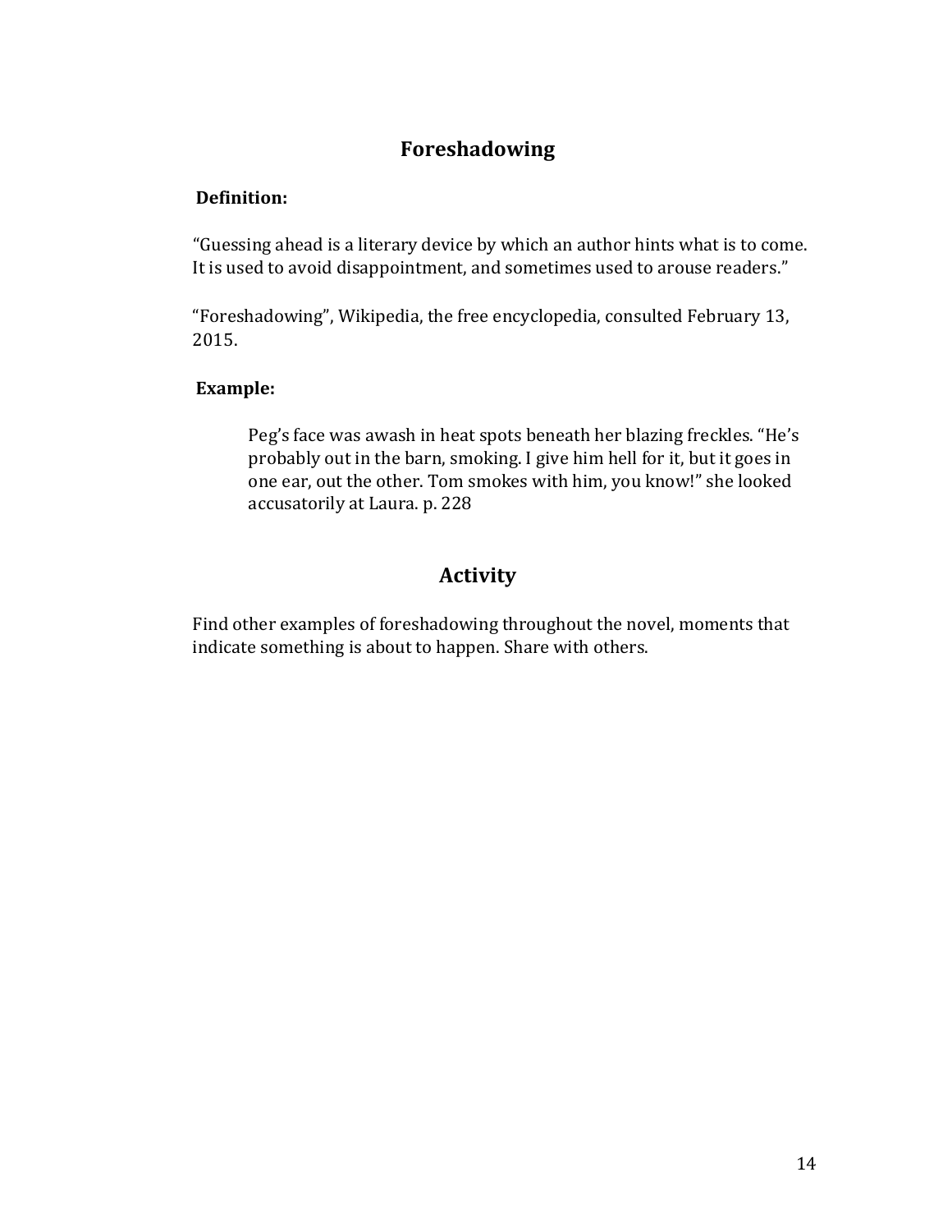## Foreshadowing

**Definition:**

"Guessing ahead is a literary device by which an author hints what is to come. It is used to avoid disappointment, and sometimes used to arouse readers."

"Foreshadowing", Wikipedia, the free encyclopedia, consulted February 13, 2015.

**Example:**

> Peg's face was awash in heat spots beneath her blazing freckles. "He's probably out in the barn, smoking. I give him hell for it, but it goes in one ear, out the other. Tom smokes with him, you know!" she looked accusatorily at Laura. p. 228

## Activity

Find other examples of foreshadowing throughout the novel, moments that indicate something is about to happen. Share with others.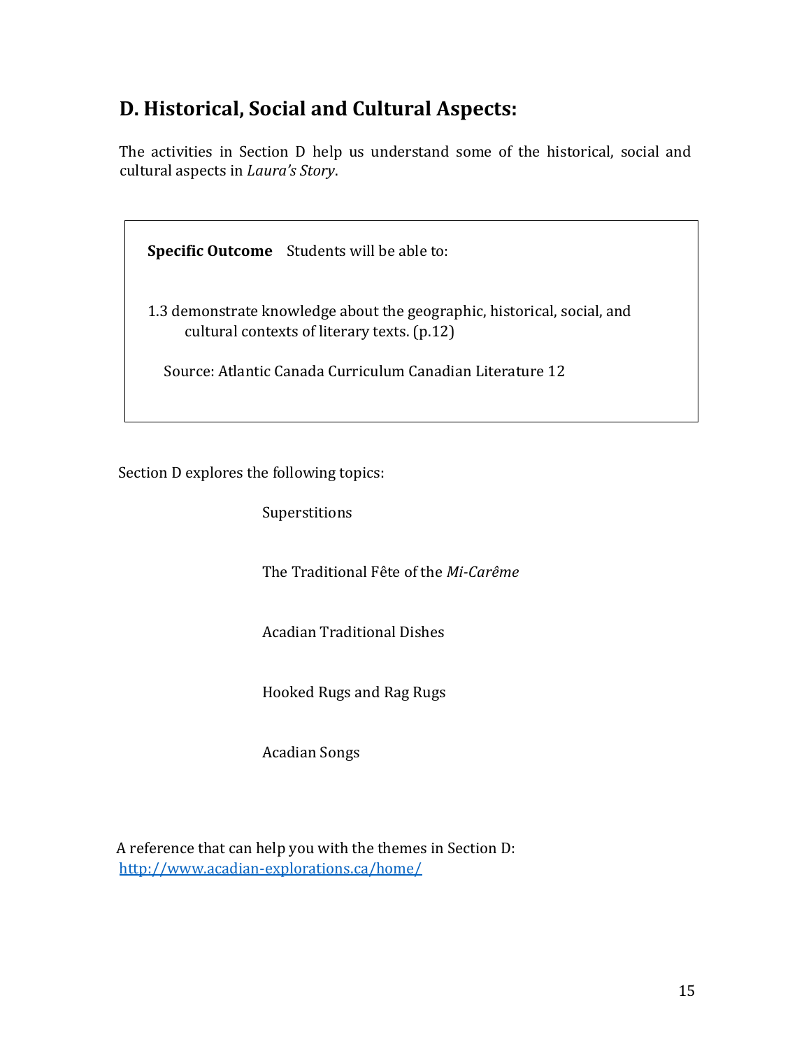## D. Historical, Social and Cultural Aspects:

The activities in Section D help us understand some of the historical, social and cultural aspects in *Laura's Story*.

> **Specific Outcome** Students will be able to:
>
> 1.3 demonstrate knowledge about the geographic, historical, social, and cultural contexts of literary texts. (p.12)
>
> Source: Atlantic Canada Curriculum Canadian Literature 12

Section D explores the following topics:

- Superstitions
- The Traditional Fête of the *Mi-Carême*
- Acadian Traditional Dishes
- Hooked Rugs and Rag Rugs
- Acadian Songs

A reference that can help you with the themes in Section D:
http://www.acadian-explorations.ca/home/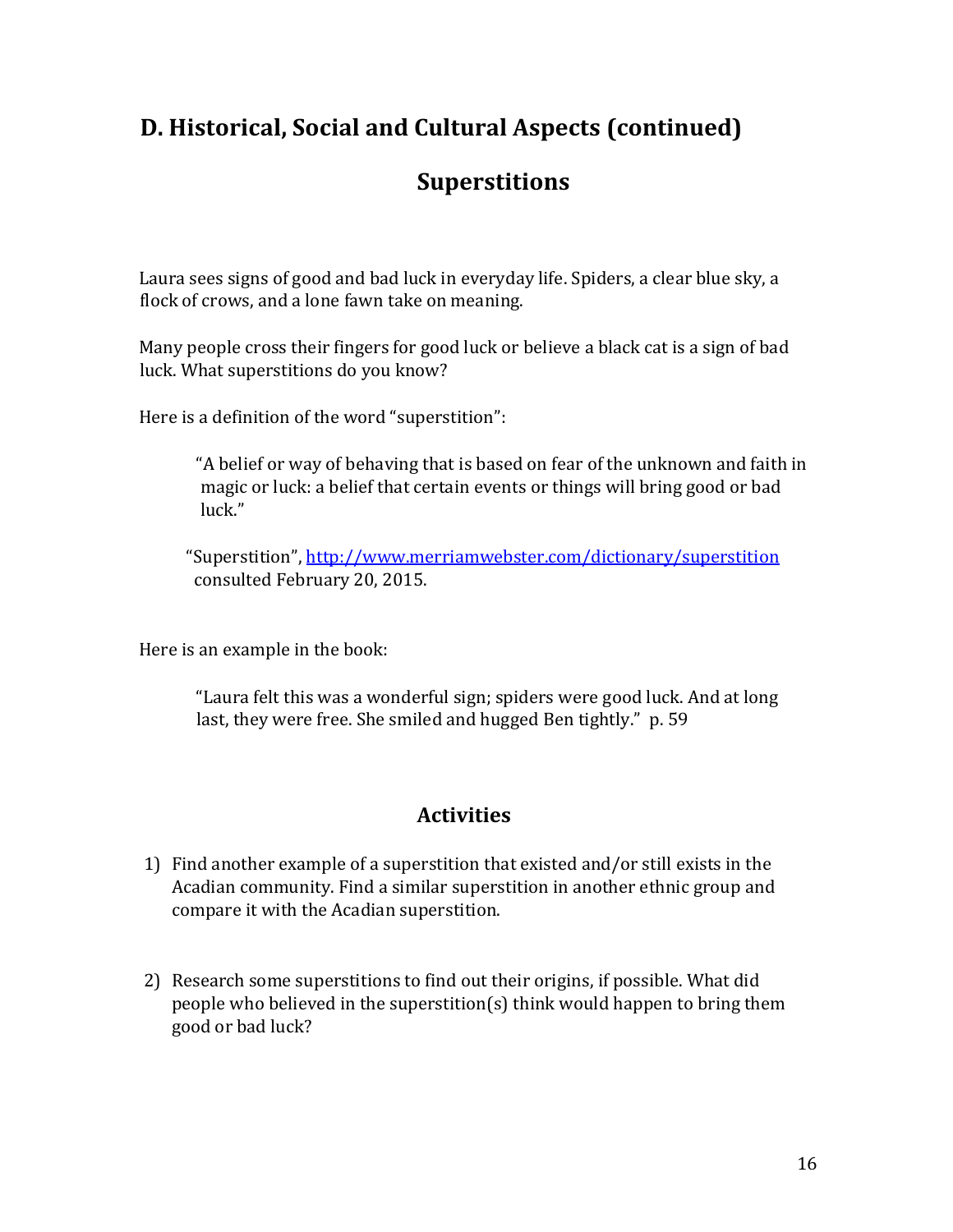## D. Historical, Social and Cultural Aspects (continued)

### Superstitions

Laura sees signs of good and bad luck in everyday life. Spiders, a clear blue sky, a flock of crows, and a lone fawn take on meaning.

Many people cross their fingers for good luck or believe a black cat is a sign of bad luck. What superstitions do you know?

Here is a definition of the word "superstition":

> "A belief or way of behaving that is based on fear of the unknown and faith in magic or luck: a belief that certain events or things will bring good or bad luck."
>
> "Superstition", [http://www.merriamwebster.com/dictionary/superstition](http://www.merriamwebster.com/dictionary/superstition) consulted February 20, 2015.

Here is an example in the book:

> "Laura felt this was a wonderful sign; spiders were good luck. And at long last, they were free. She smiled and hugged Ben tightly." p. 59

### Activities

1) Find another example of a superstition that existed and/or still exists in the Acadian community. Find a similar superstition in another ethnic group and compare it with the Acadian superstition.

2) Research some superstitions to find out their origins, if possible. What did people who believed in the superstition(s) think would happen to bring them good or bad luck?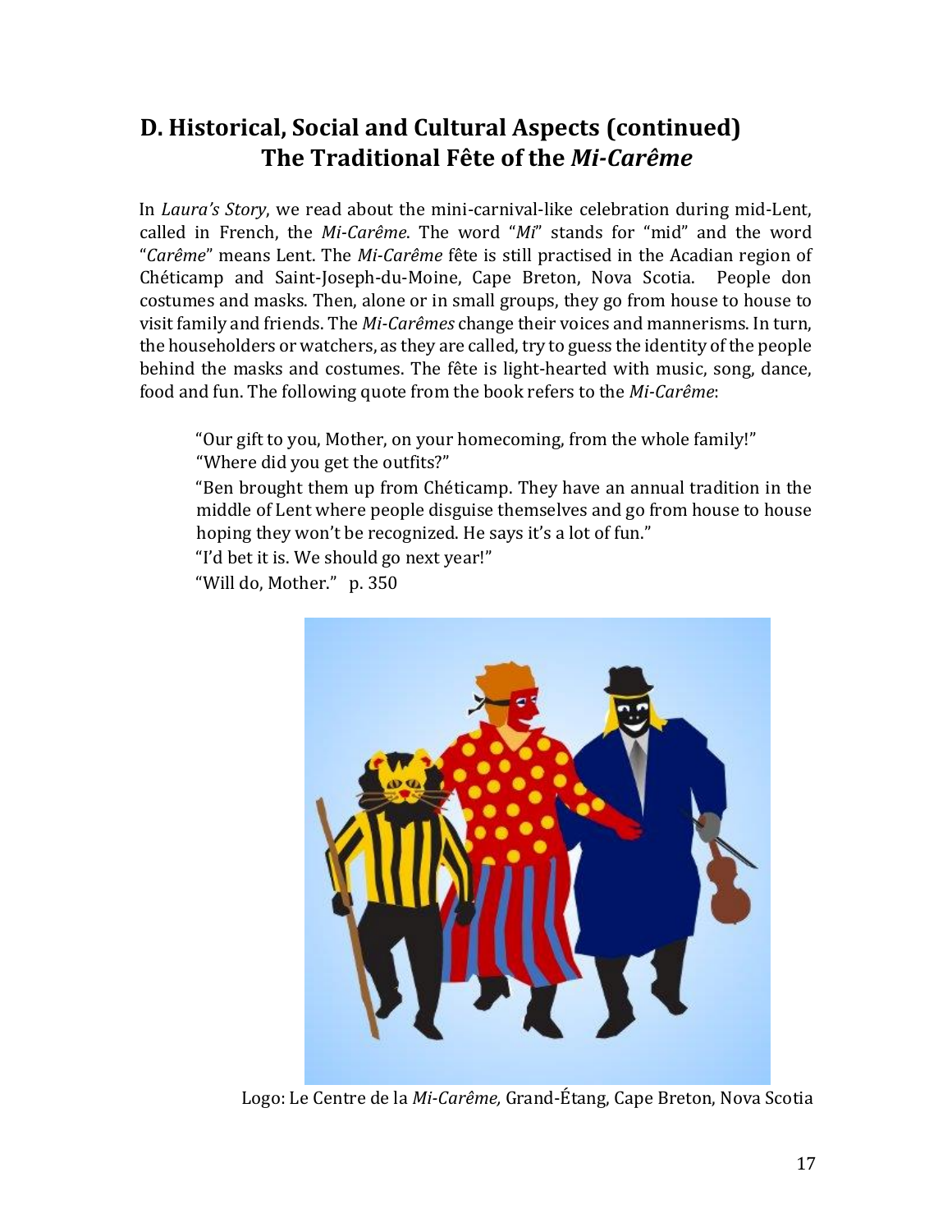## D. Historical, Social and Cultural Aspects (continued)
## The Traditional Fête of the *Mi-Carême*

In *Laura's Story*, we read about the mini-carnival-like celebration during mid-Lent, called in French, the *Mi-Carême*. The word "*Mi*" stands for "mid" and the word "*Carême*" means Lent. The *Mi-Carême* fête is still practised in the Acadian region of Chéticamp and Saint-Joseph-du-Moine, Cape Breton, Nova Scotia. People don costumes and masks. Then, alone or in small groups, they go from house to house to visit family and friends. The *Mi-Carêmes* change their voices and mannerisms. In turn, the householders or watchers, as they are called, try to guess the identity of the people behind the masks and costumes. The fête is light-hearted with music, song, dance, food and fun. The following quote from the book refers to the *Mi-Carême*:

> "Our gift to you, Mother, on your homecoming, from the whole family!"
> "Where did you get the outfits?"
> "Ben brought them up from Chéticamp. They have an annual tradition in the middle of Lent where people disguise themselves and go from house to house hoping they won't be recognized. He says it's a lot of fun."
> "I'd bet it is. We should go next year!"
> "Will do, Mother." p. 350

Logo: Le Centre de la *Mi-Carême,* Grand-Étang, Cape Breton, Nova Scotia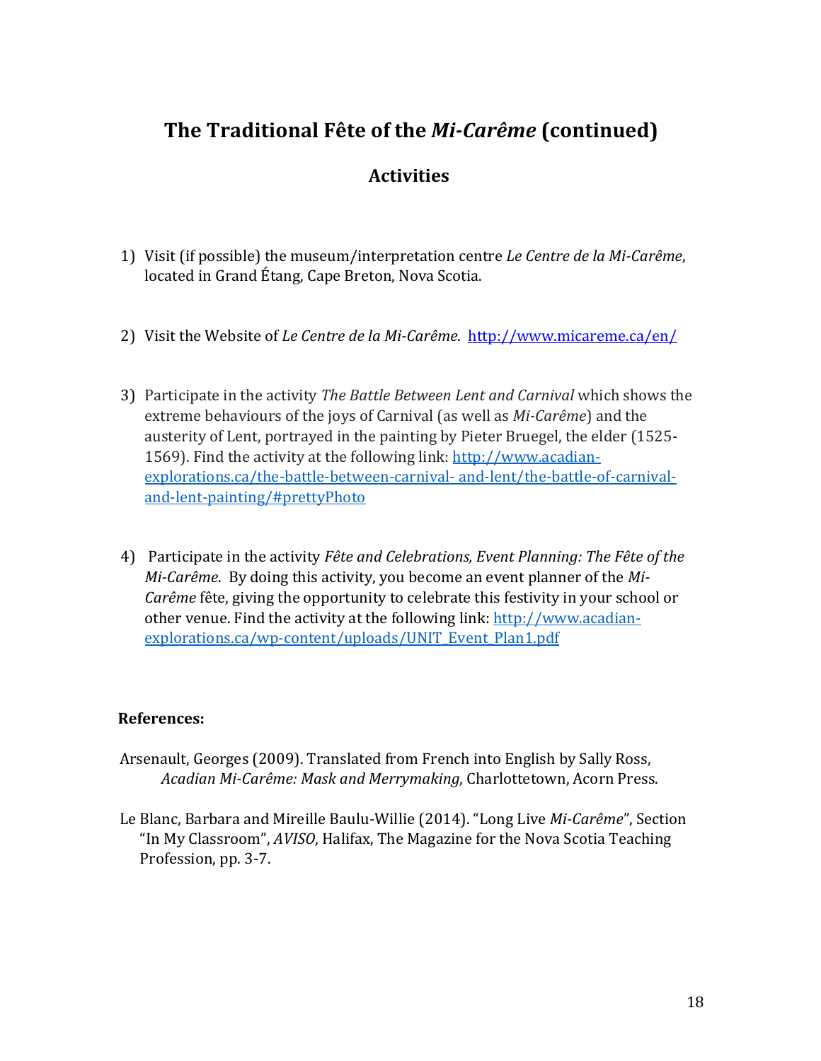# The Traditional Fête of the *Mi-Carême* (continued)

## Activities

1) Visit (if possible) the museum/interpretation centre *Le Centre de la Mi-Carême*, located in Grand Étang, Cape Breton, Nova Scotia.

2) Visit the Website of *Le Centre de la Mi-Carême*. [http://www.micareme.ca/en/](http://www.micareme.ca/en/)

3) Participate in the activity *The Battle Between Lent and Carnival* which shows the extreme behaviours of the joys of Carnival (as well as *Mi-Carême*) and the austerity of Lent, portrayed in the painting by Pieter Bruegel, the elder (1525-1569). Find the activity at the following link: [http://www.acadian-explorations.ca/the-battle-between-carnival- and-lent/the-battle-of-carnival-and-lent-painting/#prettyPhoto](http://www.acadian-explorations.ca/the-battle-between-carnival-and-lent/the-battle-of-carnival-and-lent-painting/#prettyPhoto)

4) Participate in the activity *Fête and Celebrations, Event Planning: The Fête of the Mi-Carême*. By doing this activity, you become an event planner of the *Mi-Carême* fête, giving the opportunity to celebrate this festivity in your school or other venue. Find the activity at the following link: [http://www.acadian-explorations.ca/wp-content/uploads/UNIT_Event_Plan1.pdf](http://www.acadian-explorations.ca/wp-content/uploads/UNIT_Event_Plan1.pdf)

**References:**

Arsenault, Georges (2009). Translated from French into English by Sally Ross, *Acadian Mi-Carême: Mask and Merrymaking*, Charlottetown, Acorn Press.

Le Blanc, Barbara and Mireille Baulu-Willie (2014). "Long Live *Mi-Carême*", Section "In My Classroom", *AVISO*, Halifax, The Magazine for the Nova Scotia Teaching Profession, pp. 3-7.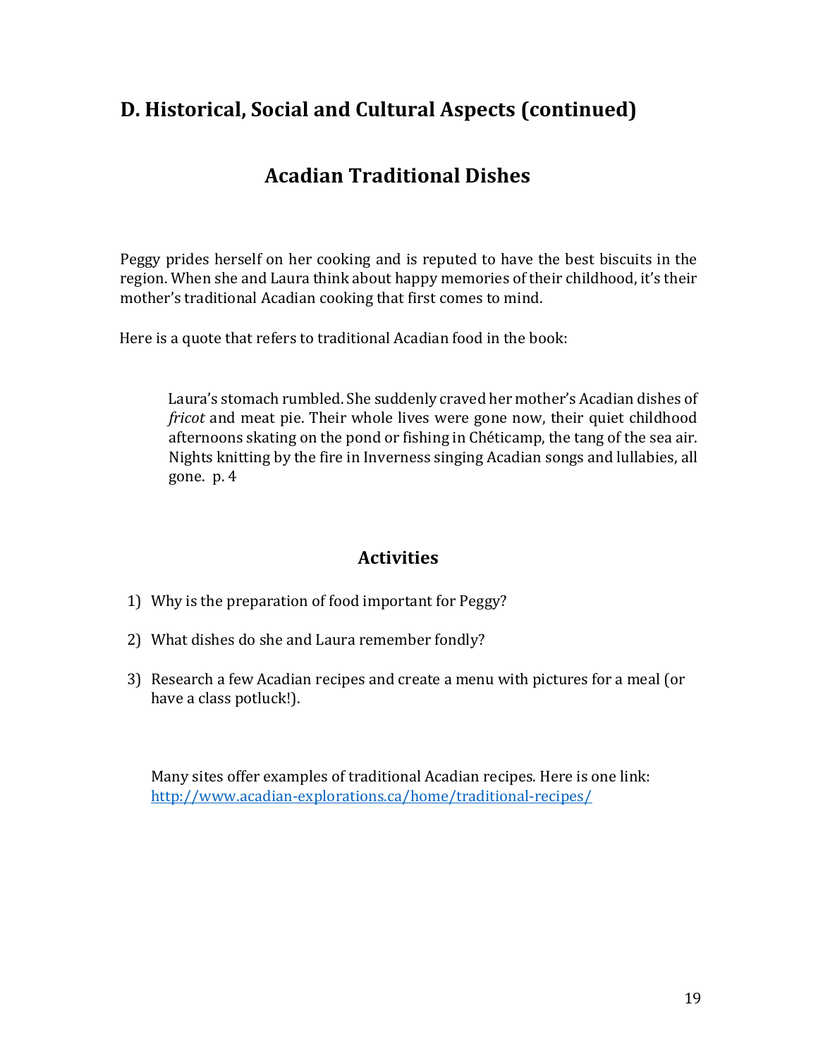## D. Historical, Social and Cultural Aspects (continued)

### Acadian Traditional Dishes

Peggy prides herself on her cooking and is reputed to have the best biscuits in the region. When she and Laura think about happy memories of their childhood, it's their mother's traditional Acadian cooking that first comes to mind.

Here is a quote that refers to traditional Acadian food in the book:

> Laura's stomach rumbled. She suddenly craved her mother's Acadian dishes of *fricot* and meat pie. Their whole lives were gone now, their quiet childhood afternoons skating on the pond or fishing in Chéticamp, the tang of the sea air. Nights knitting by the fire in Inverness singing Acadian songs and lullabies, all gone. p. 4

### Activities

1) Why is the preparation of food important for Peggy?

2) What dishes do she and Laura remember fondly?

3) Research a few Acadian recipes and create a menu with pictures for a meal (or have a class potluck!).

Many sites offer examples of traditional Acadian recipes. Here is one link: http://www.acadian-explorations.ca/home/traditional-recipes/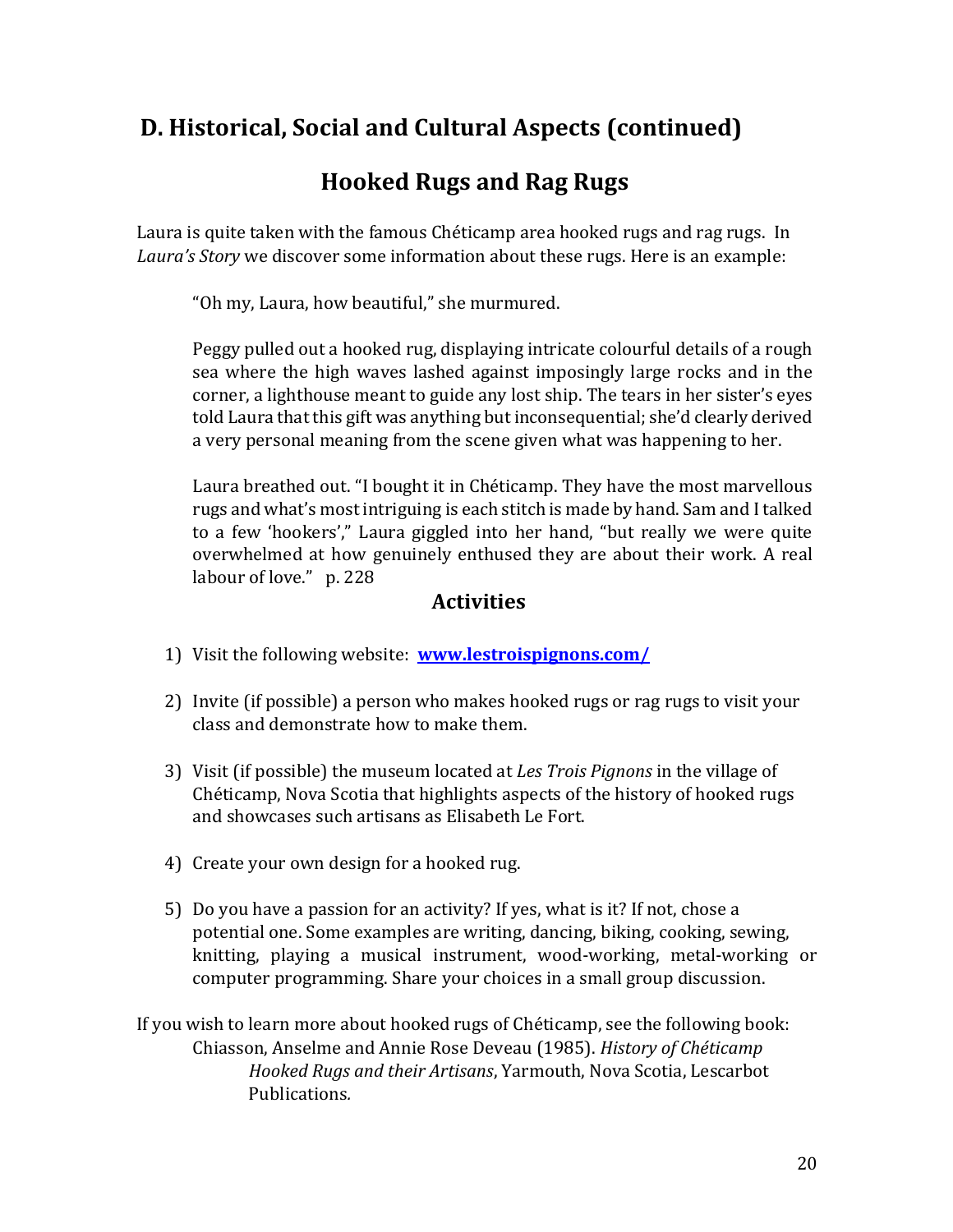## D. Historical, Social and Cultural Aspects (continued)

### Hooked Rugs and Rag Rugs

Laura is quite taken with the famous Chéticamp area hooked rugs and rag rugs. In *Laura's Story* we discover some information about these rugs. Here is an example:

> "Oh my, Laura, how beautiful," she murmured.
>
> Peggy pulled out a hooked rug, displaying intricate colourful details of a rough sea where the high waves lashed against imposingly large rocks and in the corner, a lighthouse meant to guide any lost ship. The tears in her sister's eyes told Laura that this gift was anything but inconsequential; she'd clearly derived a very personal meaning from the scene given what was happening to her.
>
> Laura breathed out. "I bought it in Chéticamp. They have the most marvellous rugs and what's most intriguing is each stitch is made by hand. Sam and I talked to a few 'hookers'," Laura giggled into her hand, "but really we were quite overwhelmed at how genuinely enthused they are about their work. A real labour of love." p. 228

#### Activities

1) Visit the following website: **www.lestroispignons.com/**

2) Invite (if possible) a person who makes hooked rugs or rag rugs to visit your class and demonstrate how to make them.

3) Visit (if possible) the museum located at *Les Trois Pignons* in the village of Chéticamp, Nova Scotia that highlights aspects of the history of hooked rugs and showcases such artisans as Elisabeth Le Fort.

4) Create your own design for a hooked rug.

5) Do you have a passion for an activity? If yes, what is it? If not, chose a potential one. Some examples are writing, dancing, biking, cooking, sewing, knitting, playing a musical instrument, wood-working, metal-working or computer programming. Share your choices in a small group discussion.

If you wish to learn more about hooked rugs of Chéticamp, see the following book:

Chiasson, Anselme and Annie Rose Deveau (1985). *History of Chéticamp Hooked Rugs and their Artisans*, Yarmouth, Nova Scotia, Lescarbot Publications.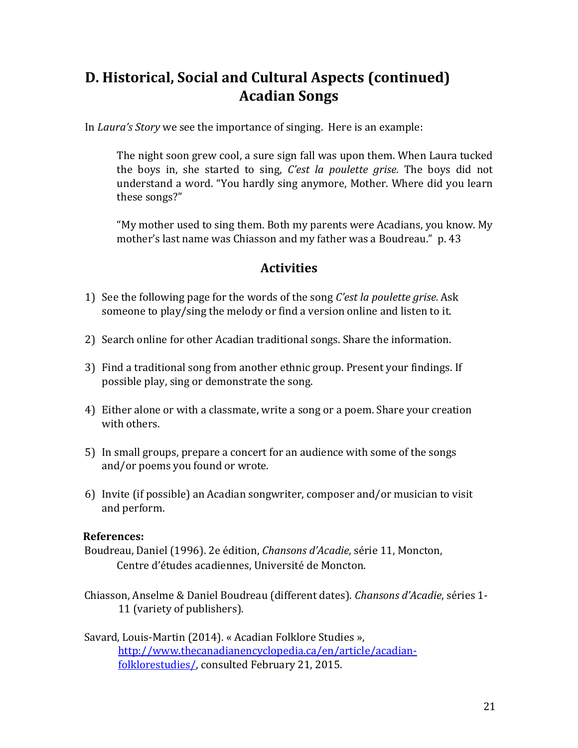## D. Historical, Social and Cultural Aspects (continued)
## Acadian Songs

In *Laura's Story* we see the importance of singing. Here is an example:

> The night soon grew cool, a sure sign fall was upon them. When Laura tucked the boys in, she started to sing, *C'est la poulette grise*. The boys did not understand a word. "You hardly sing anymore, Mother. Where did you learn these songs?"
>
> "My mother used to sing them. Both my parents were Acadians, you know. My mother's last name was Chiasson and my father was a Boudreau." p. 43

### Activities

1) See the following page for the words of the song *C'est la poulette grise.* Ask someone to play/sing the melody or find a version online and listen to it.

2) Search online for other Acadian traditional songs. Share the information.

3) Find a traditional song from another ethnic group. Present your findings. If possible play, sing or demonstrate the song.

4) Either alone or with a classmate, write a song or a poem. Share your creation with others.

5) In small groups, prepare a concert for an audience with some of the songs and/or poems you found or wrote.

6) Invite (if possible) an Acadian songwriter, composer and/or musician to visit and perform.

**References:**

Boudreau, Daniel (1996). 2e édition, *Chansons d'Acadie*, série 11, Moncton, Centre d'études acadiennes, Université de Moncton.

Chiasson, Anselme & Daniel Boudreau (different dates). *Chansons d'Acadie*, séries 1-11 (variety of publishers).

Savard, Louis-Martin (2014). « Acadian Folklore Studies », [http://www.thecanadianencyclopedia.ca/en/article/acadian-folklorestudies/](http://www.thecanadianencyclopedia.ca/en/article/acadian-folklorestudies/), consulted February 21, 2015.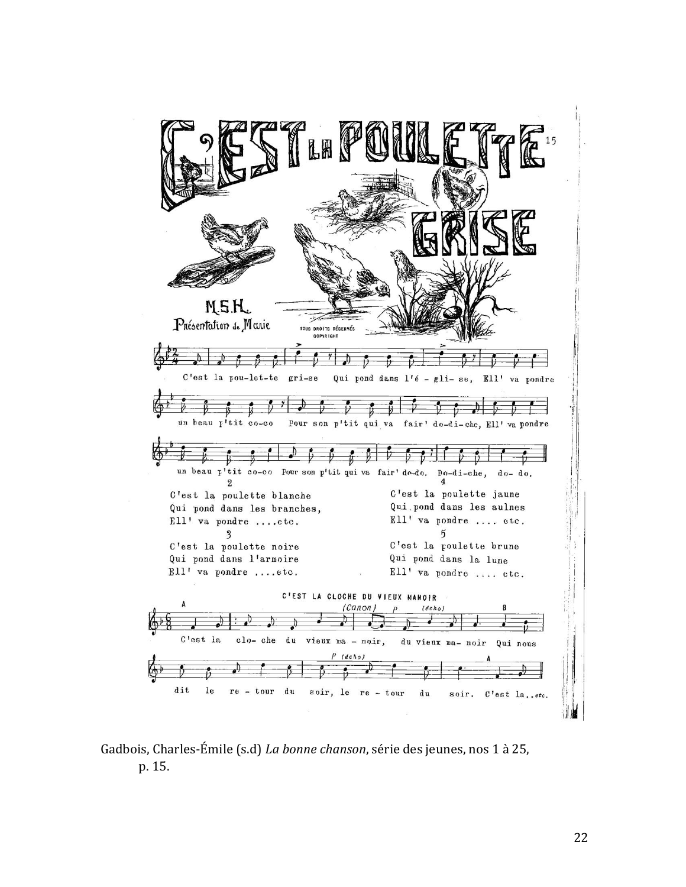# C'EST LA POULETTE GRISE

M.S.H.
Présentation de Marie

TOUS DROITS RÉSERVÉS
COPYRIGHT

C'est la pou-let-te gri-se Qui pond dans l'é - gli- se, Ell' va pondre un beau p'tit co-co Pour son p'tit qui va fair' do-di-che, Ell' va pondre un beau p'tit co-co Pour son p'tit qui va fair' do-do. Do-di-che, do- do.

2
C'est la poulette blanche
Qui pond dans les branches,
Ell' va pondre ....etc.

3
C'est la poulette noire
Qui pond dans l'armoire
Ell' va pondre ....etc.

4
C'est la poulette jaune
Qui pond dans les aulnes
Ell' va pondre .... etc.

5
C'est la poulette brune
Qui pond dans la lune
Ell' va pondre .... etc.

## C'EST LA CLOCHE DU VIEUX MANOIR

(Canon)

A
C'est la clo- che du vieux ma - noir, du vieux ma- noir Qui nous
B
dit le re - tour du soir, le re - tour du soir. C'est la..etc.

Gadbois, Charles-Émile (s.d) *La bonne chanson*, série des jeunes, nos 1 à 25, p. 15.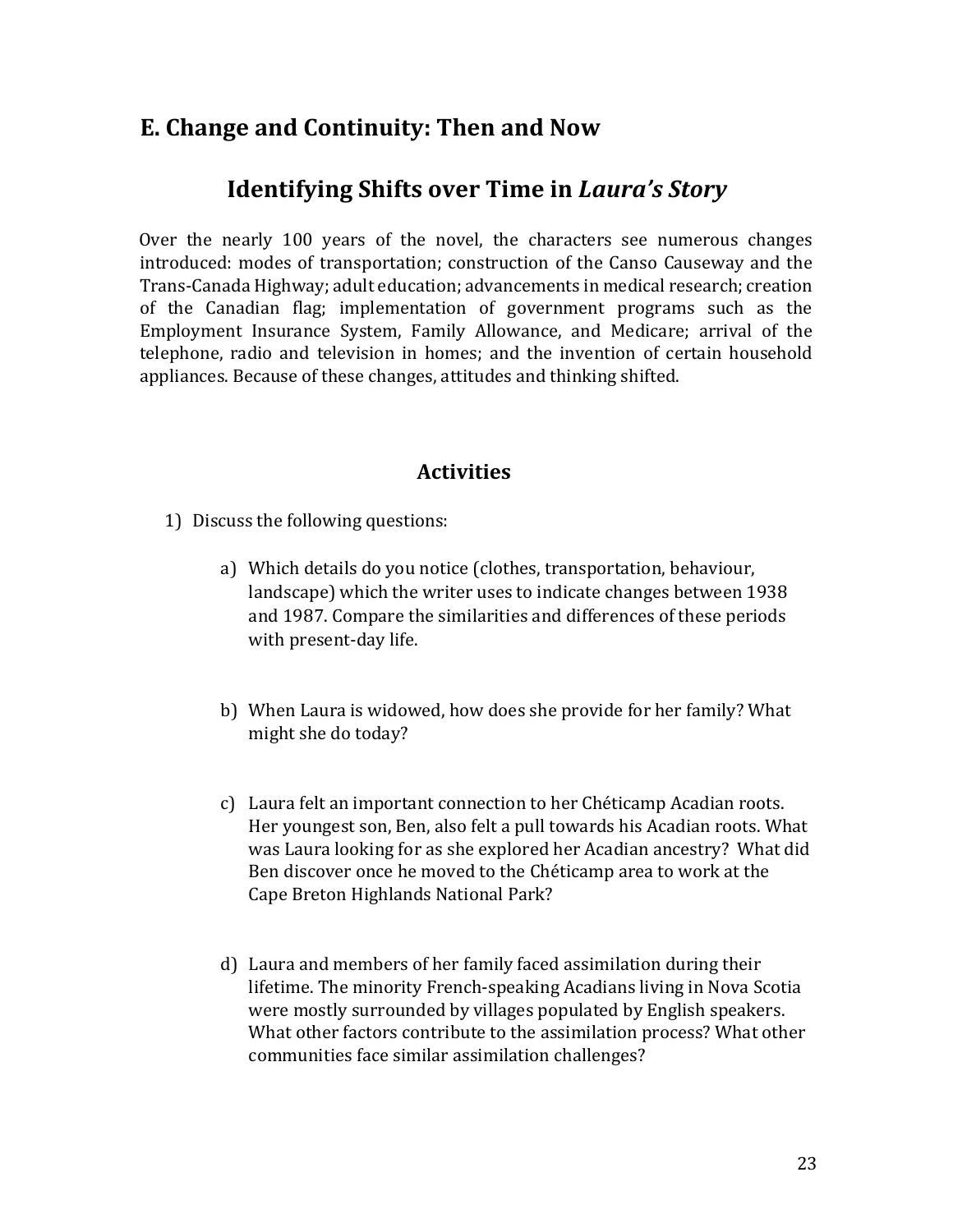## E. Change and Continuity: Then and Now

### Identifying Shifts over Time in *Laura's Story*

Over the nearly 100 years of the novel, the characters see numerous changes introduced: modes of transportation; construction of the Canso Causeway and the Trans-Canada Highway; adult education; advancements in medical research; creation of the Canadian flag; implementation of government programs such as the Employment Insurance System, Family Allowance, and Medicare; arrival of the telephone, radio and television in homes; and the invention of certain household appliances. Because of these changes, attitudes and thinking shifted.

### Activities

1) Discuss the following questions:

   a) Which details do you notice (clothes, transportation, behaviour, landscape) which the writer uses to indicate changes between 1938 and 1987. Compare the similarities and differences of these periods with present-day life.

   b) When Laura is widowed, how does she provide for her family? What might she do today?

   c) Laura felt an important connection to her Chéticamp Acadian roots. Her youngest son, Ben, also felt a pull towards his Acadian roots. What was Laura looking for as she explored her Acadian ancestry? What did Ben discover once he moved to the Chéticamp area to work at the Cape Breton Highlands National Park?

   d) Laura and members of her family faced assimilation during their lifetime. The minority French-speaking Acadians living in Nova Scotia were mostly surrounded by villages populated by English speakers. What other factors contribute to the assimilation process? What other communities face similar assimilation challenges?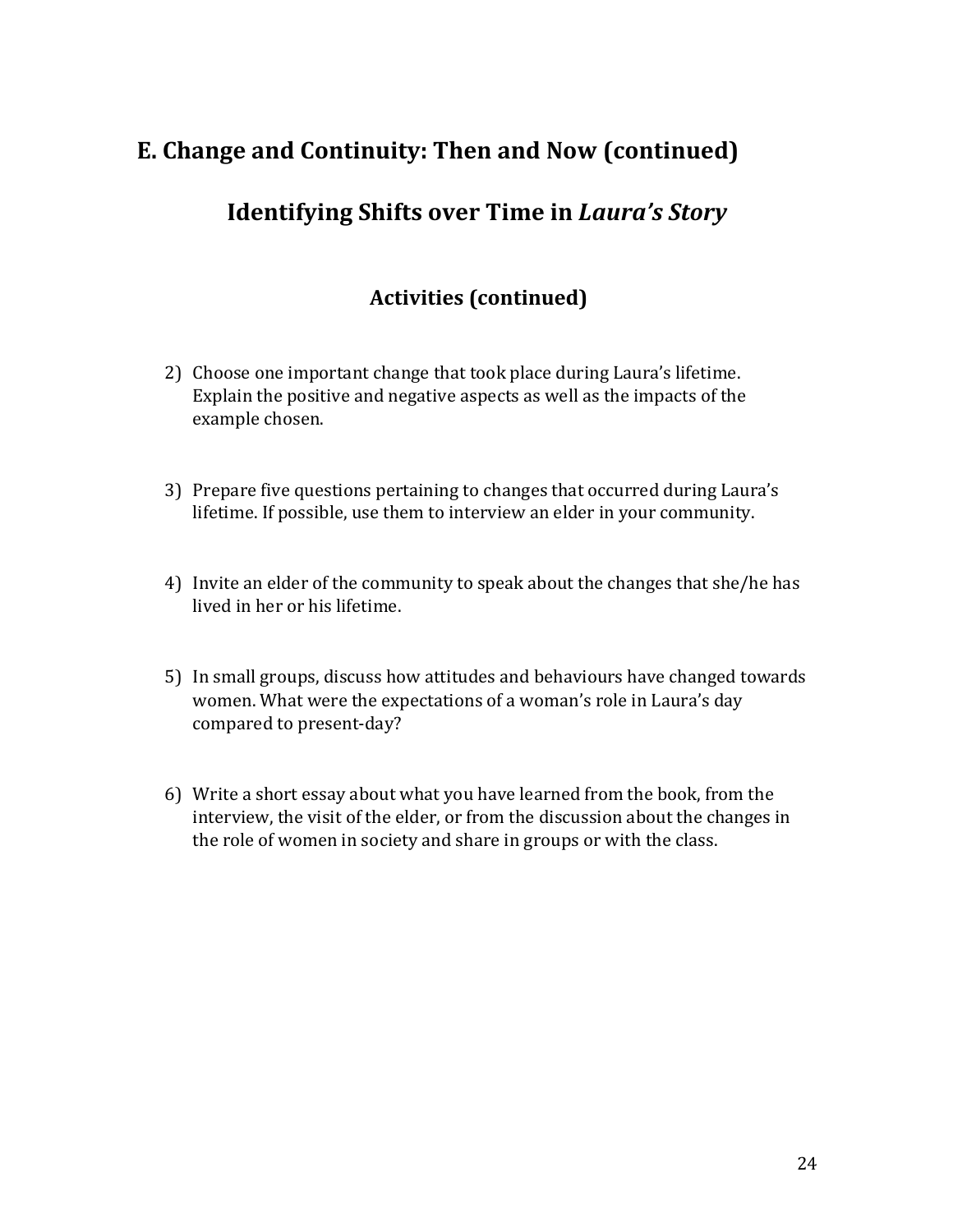## E. Change and Continuity: Then and Now (continued)

### Identifying Shifts over Time in *Laura's Story*

#### Activities (continued)

2) Choose one important change that took place during Laura's lifetime. Explain the positive and negative aspects as well as the impacts of the example chosen.

3) Prepare five questions pertaining to changes that occurred during Laura's lifetime. If possible, use them to interview an elder in your community.

4) Invite an elder of the community to speak about the changes that she/he has lived in her or his lifetime.

5) In small groups, discuss how attitudes and behaviours have changed towards women. What were the expectations of a woman's role in Laura's day compared to present-day?

6) Write a short essay about what you have learned from the book, from the interview, the visit of the elder, or from the discussion about the changes in the role of women in society and share in groups or with the class.